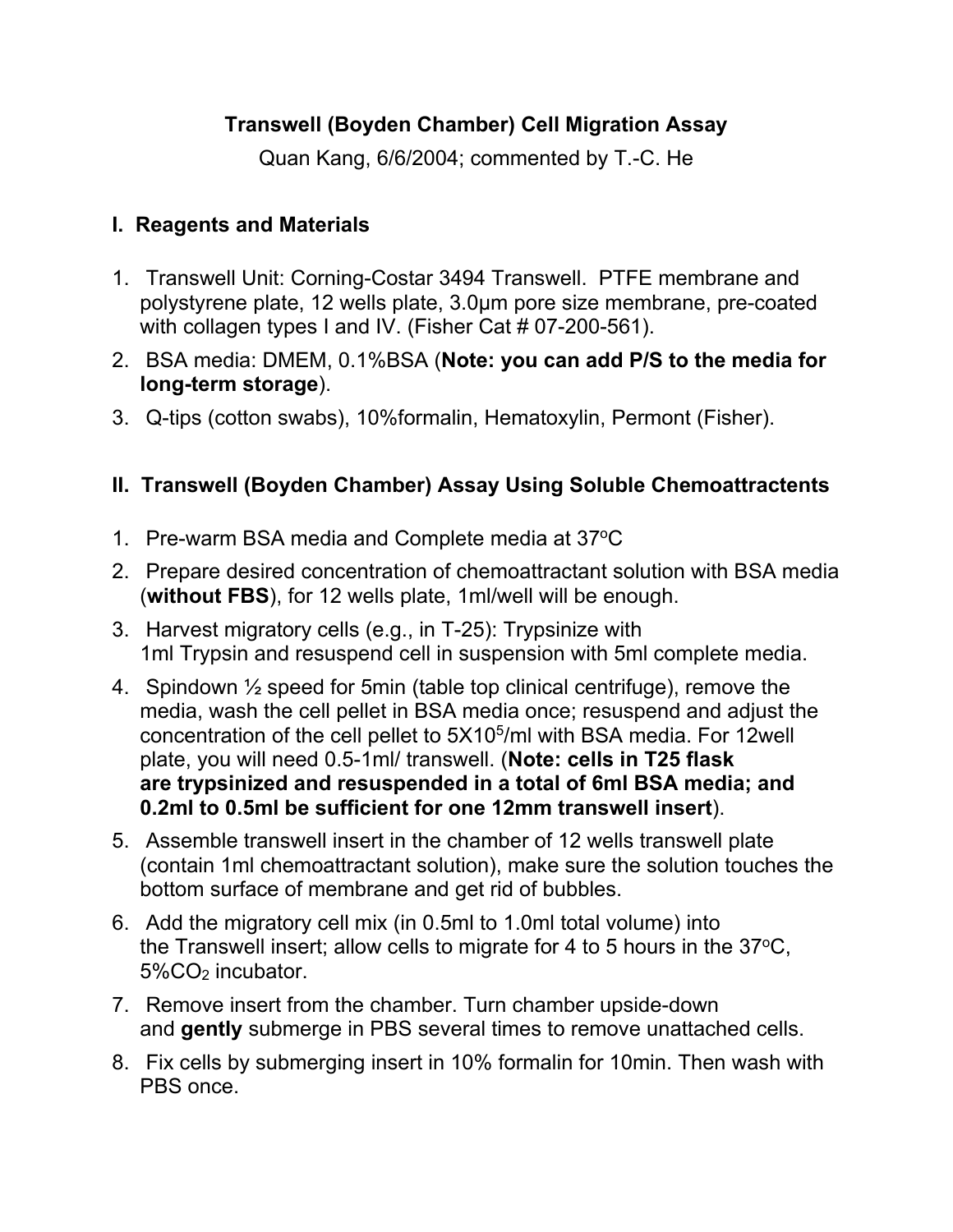# Transwell (Boyden Chamber) Cell Migration Assay

Quan Kang, 6/6/2004; commented by T.-C. He

## I. Reagents and Materials

1. Transwell Unit: Corning-Costar 3494 Transwell. PTFE membrane and polystyrene plate, 12 wells plate, 3.0µm pore size membrane, pre-coated with collagen types I and IV. (Fisher Cat # 07-200-561).
2. BSA media: DMEM, 0.1%BSA (**Note: you can add P/S to the media for long-term storage**).
3. Q-tips (cotton swabs), 10%formalin, Hematoxylin, Permont (Fisher).

## II. Transwell (Boyden Chamber) Assay Using Soluble Chemoattractents

1. Pre-warm BSA media and Complete media at 37$^o$C
2. Prepare desired concentration of chemoattractant solution with BSA media (**without FBS**), for 12 wells plate, 1ml/well will be enough.
3. Harvest migratory cells (e.g., in T-25): Trypsinize with 1ml Trypsin and resuspend cell in suspension with 5ml complete media.
4. Spindown ½ speed for 5min (table top clinical centrifuge), remove the media, wash the cell pellet in BSA media once; resuspend and adjust the concentration of the cell pellet to $5X10^5$/ml with BSA media. For 12well plate, you will need 0.5-1ml/ transwell. (**Note: cells in T25 flask are trypsinized and resuspended in a total of 6ml BSA media; and 0.2ml to 0.5ml be sufficient for one 12mm transwell insert**).
5. Assemble transwell insert in the chamber of 12 wells transwell plate (contain 1ml chemoattractant solution), make sure the solution touches the bottom surface of membrane and get rid of bubbles.
6. Add the migratory cell mix (in 0.5ml to 1.0ml total volume) into the Transwell insert; allow cells to migrate for 4 to 5 hours in the 37$^o$C, 5%$CO_2$ incubator.
7. Remove insert from the chamber. Turn chamber upside-down and **gently** submerge in PBS several times to remove unattached cells.
8. Fix cells by submerging insert in 10% formalin for 10min. Then wash with PBS once.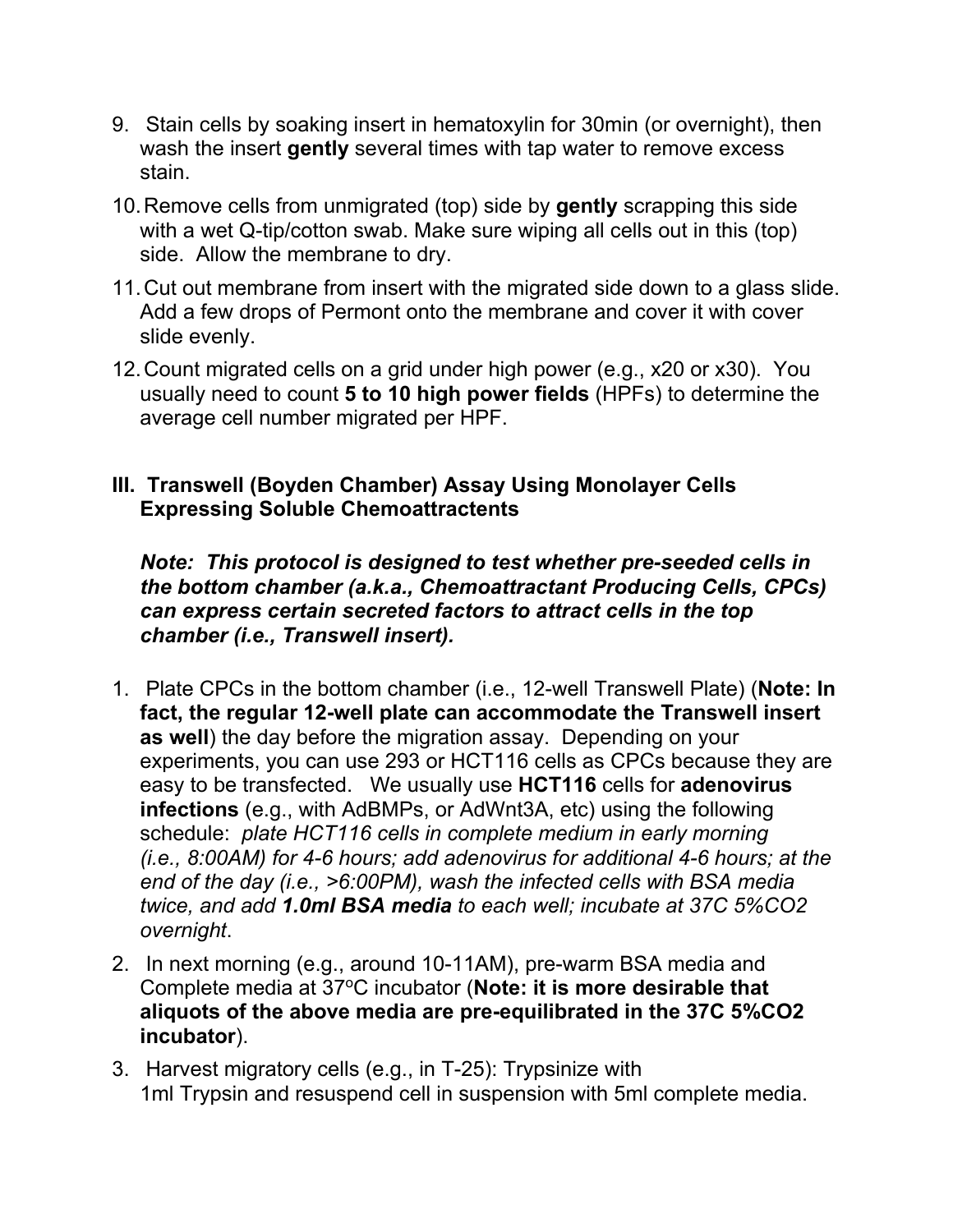9. Stain cells by soaking insert in hematoxylin for 30min (or overnight), then wash the insert **gently** several times with tap water to remove excess stain.
10. Remove cells from unmigrated (top) side by **gently** scrapping this side with a wet Q-tip/cotton swab. Make sure wiping all cells out in this (top) side. Allow the membrane to dry.
11. Cut out membrane from insert with the migrated side down to a glass slide. Add a few drops of Permont onto the membrane and cover it with cover slide evenly.
12. Count migrated cells on a grid under high power (e.g., x20 or x30). You usually need to count **5 to 10 high power fields** (HPFs) to determine the average cell number migrated per HPF.

### III. Transwell (Boyden Chamber) Assay Using Monolayer Cells Expressing Soluble Chemoattractents

***Note: This protocol is designed to test whether pre-seeded cells in the bottom chamber (a.k.a., Chemoattractant Producing Cells, CPCs) can express certain secreted factors to attract cells in the top chamber (i.e., Transwell insert).***

1. Plate CPCs in the bottom chamber (i.e., 12-well Transwell Plate) (**Note: In fact, the regular 12-well plate can accommodate the Transwell insert as well**) the day before the migration assay. Depending on your experiments, you can use 293 or HCT116 cells as CPCs because they are easy to be transfected. We usually use **HCT116** cells for **adenovirus infections** (e.g., with AdBMPs, or AdWnt3A, etc) using the following schedule: *plate HCT116 cells in complete medium in early morning (i.e., 8:00AM) for 4-6 hours; add adenovirus for additional 4-6 hours; at the end of the day (i.e., >6:00PM), wash the infected cells with BSA media twice, and add **1.0ml BSA media** to each well; incubate at 37C 5%CO2 overnight*.
2. In next morning (e.g., around 10-11AM), pre-warm BSA media and Complete media at 37$^{o}$C incubator (**Note: it is more desirable that aliquots of the above media are pre-equilibrated in the 37C 5%CO2 incubator**).
3. Harvest migratory cells (e.g., in T-25): Trypsinize with 1ml Trypsin and resuspend cell in suspension with 5ml complete media.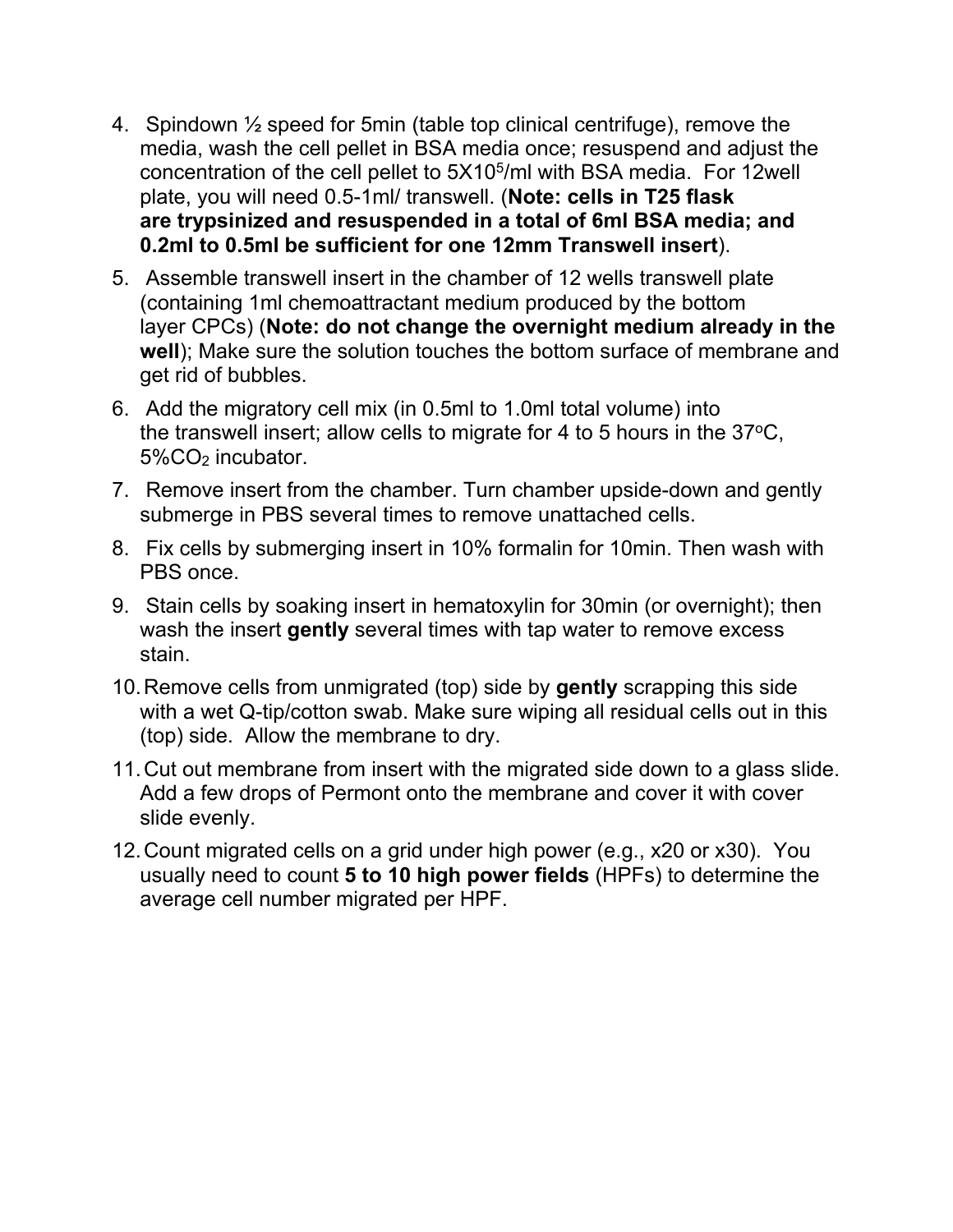4. Spindown ½ speed for 5min (table top clinical centrifuge), remove the media, wash the cell pellet in BSA media once; resuspend and adjust the concentration of the cell pellet to $5X10^5$/ml with BSA media. For 12well plate, you will need 0.5-1ml/ transwell. (**Note: cells in T25 flask are trypsinized and resuspended in a total of 6ml BSA media; and 0.2ml to 0.5ml be sufficient for one 12mm Transwell insert**).
5. Assemble transwell insert in the chamber of 12 wells transwell plate (containing 1ml chemoattractant medium produced by the bottom layer CPCs) (**Note: do not change the overnight medium already in the well**); Make sure the solution touches the bottom surface of membrane and get rid of bubbles.
6. Add the migratory cell mix (in 0.5ml to 1.0ml total volume) into the transwell insert; allow cells to migrate for 4 to 5 hours in the $37^oC$, $5\%CO_2$ incubator.
7. Remove insert from the chamber. Turn chamber upside-down and gently submerge in PBS several times to remove unattached cells.
8. Fix cells by submerging insert in 10% formalin for 10min. Then wash with PBS once.
9. Stain cells by soaking insert in hematoxylin for 30min (or overnight); then wash the insert **gently** several times with tap water to remove excess stain.
10. Remove cells from unmigrated (top) side by **gently** scrapping this side with a wet Q-tip/cotton swab. Make sure wiping all residual cells out in this (top) side. Allow the membrane to dry.
11. Cut out membrane from insert with the migrated side down to a glass slide. Add a few drops of Permont onto the membrane and cover it with cover slide evenly.
12. Count migrated cells on a grid under high power (e.g., x20 or x30). You usually need to count **5 to 10 high power fields** (HPFs) to determine the average cell number migrated per HPF.